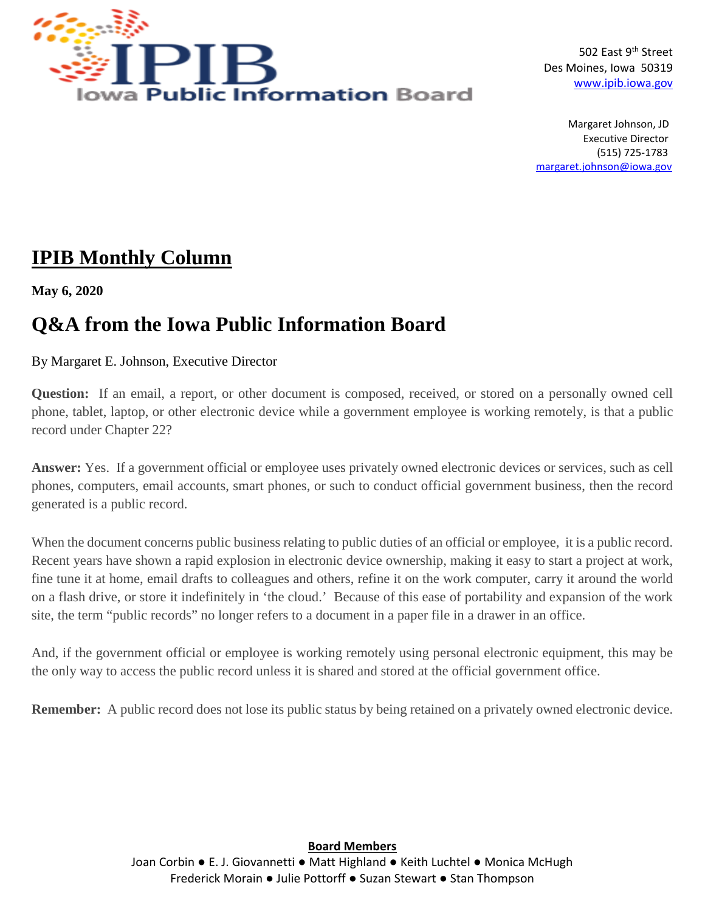**Iowa Public Information Board**

502 East 9th Street
Des Moines, Iowa 50319
www.ipib.iowa.gov

Margaret Johnson, JD
Executive Director
(515) 725-1783
margaret.johnson@iowa.gov

## IPIB Monthly Column

**May 6, 2020**

# Q&A from the Iowa Public Information Board

By Margaret E. Johnson, Executive Director

**Question:** If an email, a report, or other document is composed, received, or stored on a personally owned cell phone, tablet, laptop, or other electronic device while a government employee is working remotely, is that a public record under Chapter 22?

**Answer:** Yes. If a government official or employee uses privately owned electronic devices or services, such as cell phones, computers, email accounts, smart phones, or such to conduct official government business, then the record generated is a public record.

When the document concerns public business relating to public duties of an official or employee, it is a public record. Recent years have shown a rapid explosion in electronic device ownership, making it easy to start a project at work, fine tune it at home, email drafts to colleagues and others, refine it on the work computer, carry it around the world on a flash drive, or store it indefinitely in 'the cloud.' Because of this ease of portability and expansion of the work site, the term "public records" no longer refers to a document in a paper file in a drawer in an office.

And, if the government official or employee is working remotely using personal electronic equipment, this may be the only way to access the public record unless it is shared and stored at the official government office.

**Remember:** A public record does not lose its public status by being retained on a privately owned electronic device.

**Board Members**

Joan Corbin ● E. J. Giovannetti ● Matt Highland ● Keith Luchtel ● Monica McHugh
Frederick Morain ● Julie Pottorff ● Suzan Stewart ● Stan Thompson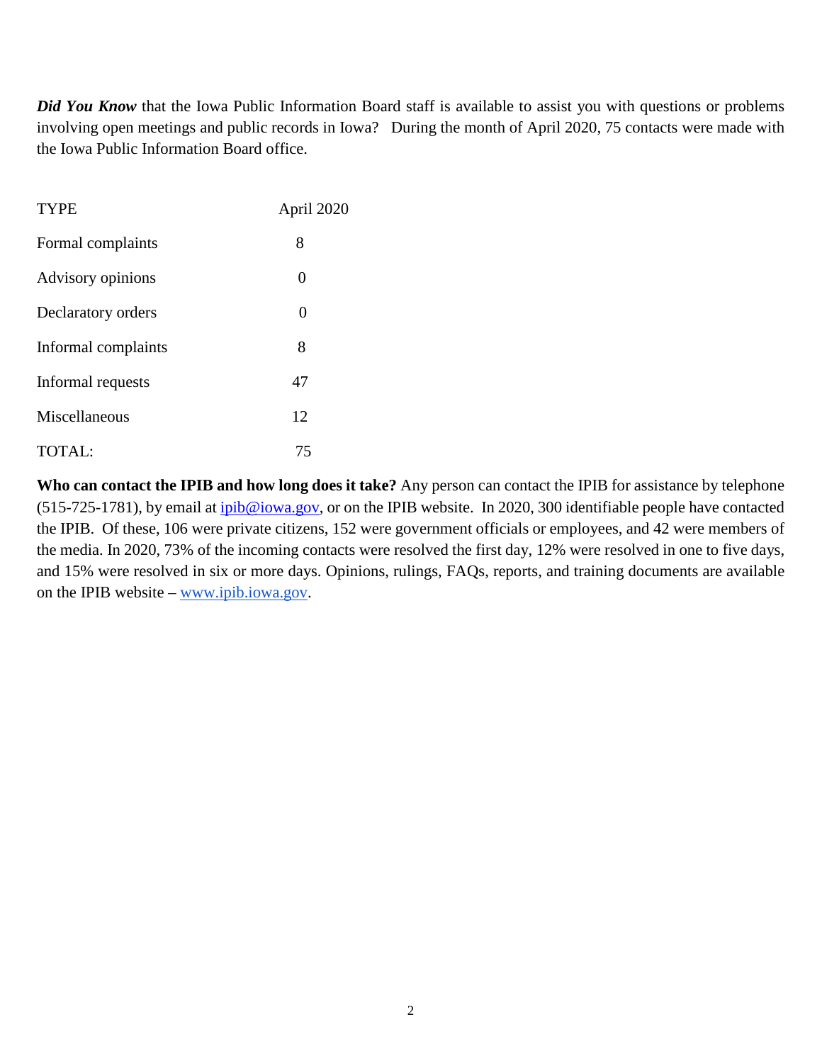***Did You Know*** that the Iowa Public Information Board staff is available to assist you with questions or problems involving open meetings and public records in Iowa? During the month of April 2020, 75 contacts were made with the Iowa Public Information Board office.

| TYPE | April 2020 |
|---|---|
| Formal complaints | 8 |
| Advisory opinions | 0 |
| Declaratory orders | 0 |
| Informal complaints | 8 |
| Informal requests | 47 |
| Miscellaneous | 12 |
| TOTAL: | 75 |

**Who can contact the IPIB and how long does it take?** Any person can contact the IPIB for assistance by telephone (515-725-1781), by email at ipib@iowa.gov, or on the IPIB website. In 2020, 300 identifiable people have contacted the IPIB. Of these, 106 were private citizens, 152 were government officials or employees, and 42 were members of the media. In 2020, 73% of the incoming contacts were resolved the first day, 12% were resolved in one to five days, and 15% were resolved in six or more days. Opinions, rulings, FAQs, reports, and training documents are available on the IPIB website – www.ipib.iowa.gov.